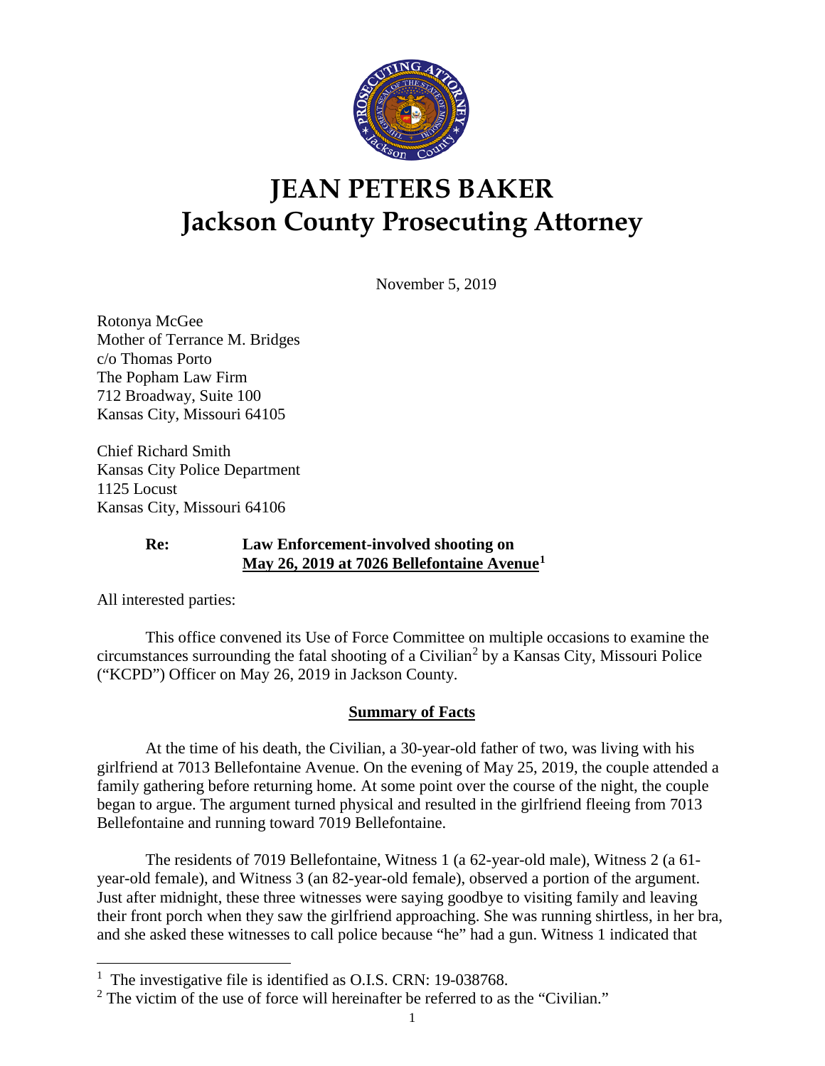# JEAN PETERS BAKER
# Jackson County Prosecuting Attorney

November 5, 2019

Rotonya McGee
Mother of Terrance M. Bridges
c/o Thomas Porto
The Popham Law Firm
712 Broadway, Suite 100
Kansas City, Missouri 64105

Chief Richard Smith
Kansas City Police Department
1125 Locust
Kansas City, Missouri 64106

**Re: Law Enforcement-involved shooting on**
**<u>May 26, 2019 at 7026 Bellefontaine Avenue</u>[1]**

All interested parties:

This office convened its Use of Force Committee on multiple occasions to examine the circumstances surrounding the fatal shooting of a Civilian[2] by a Kansas City, Missouri Police ("KCPD") Officer on May 26, 2019 in Jackson County.

## Summary of Facts

At the time of his death, the Civilian, a 30-year-old father of two, was living with his girlfriend at 7013 Bellefontaine Avenue. On the evening of May 25, 2019, the couple attended a family gathering before returning home. At some point over the course of the night, the couple began to argue. The argument turned physical and resulted in the girlfriend fleeing from 7013 Bellefontaine and running toward 7019 Bellefontaine.

The residents of 7019 Bellefontaine, Witness 1 (a 62-year-old male), Witness 2 (a 61-year-old female), and Witness 3 (an 82-year-old female), observed a portion of the argument. Just after midnight, these three witnesses were saying goodbye to visiting family and leaving their front porch when they saw the girlfriend approaching. She was running shirtless, in her bra, and she asked these witnesses to call police because "he" had a gun. Witness 1 indicated that

---

[1] The investigative file is identified as O.I.S. CRN: 19-038768.

[2] The victim of the use of force will hereinafter be referred to as the "Civilian."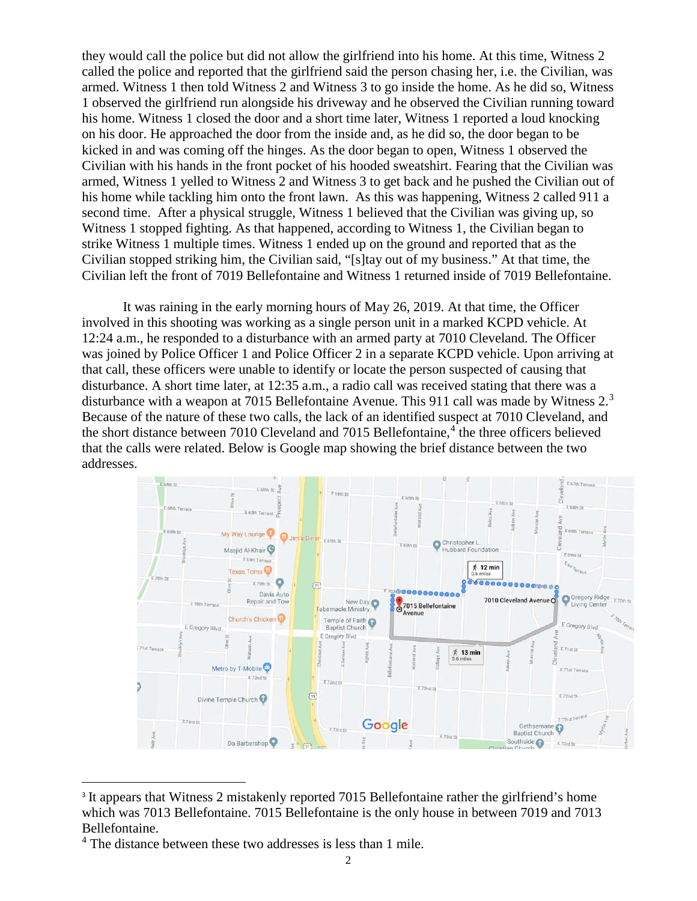they would call the police but did not allow the girlfriend into his home. At this time, Witness 2 called the police and reported that the girlfriend said the person chasing her, i.e. the Civilian, was armed. Witness 1 then told Witness 2 and Witness 3 to go inside the home. As he did so, Witness 1 observed the girlfriend run alongside his driveway and he observed the Civilian running toward his home. Witness 1 closed the door and a short time later, Witness 1 reported a loud knocking on his door. He approached the door from the inside and, as he did so, the door began to be kicked in and was coming off the hinges. As the door began to open, Witness 1 observed the Civilian with his hands in the front pocket of his hooded sweatshirt. Fearing that the Civilian was armed, Witness 1 yelled to Witness 2 and Witness 3 to get back and he pushed the Civilian out of his home while tackling him onto the front lawn. As this was happening, Witness 2 called 911 a second time. After a physical struggle, Witness 1 believed that the Civilian was giving up, so Witness 1 stopped fighting. As that happened, according to Witness 1, the Civilian began to strike Witness 1 multiple times. Witness 1 ended up on the ground and reported that as the Civilian stopped striking him, the Civilian said, "[s]tay out of my business." At that time, the Civilian left the front of 7019 Bellefontaine and Witness 1 returned inside of 7019 Bellefontaine.

It was raining in the early morning hours of May 26, 2019. At that time, the Officer involved in this shooting was working as a single person unit in a marked KCPD vehicle. At 12:24 a.m., he responded to a disturbance with an armed party at 7010 Cleveland. The Officer was joined by Police Officer 1 and Police Officer 2 in a separate KCPD vehicle. Upon arriving at that call, these officers were unable to identify or locate the person suspected of causing that disturbance. A short time later, at 12:35 a.m., a radio call was received stating that there was a disturbance with a weapon at 7015 Bellefontaine Avenue. This 911 call was made by Witness 2.[3] Because of the nature of these two calls, the lack of an identified suspect at 7010 Cleveland, and the short distance between 7010 Cleveland and 7015 Bellefontaine,[4] the three officers believed that the calls were related. Below is Google map showing the brief distance between the two addresses.

---

[3] It appears that Witness 2 mistakenly reported 7015 Bellefontaine rather the girlfriend's home which was 7013 Bellefontaine. 7015 Bellefontaine is the only house in between 7019 and 7013 Bellefontaine.

[4] The distance between these two addresses is less than 1 mile.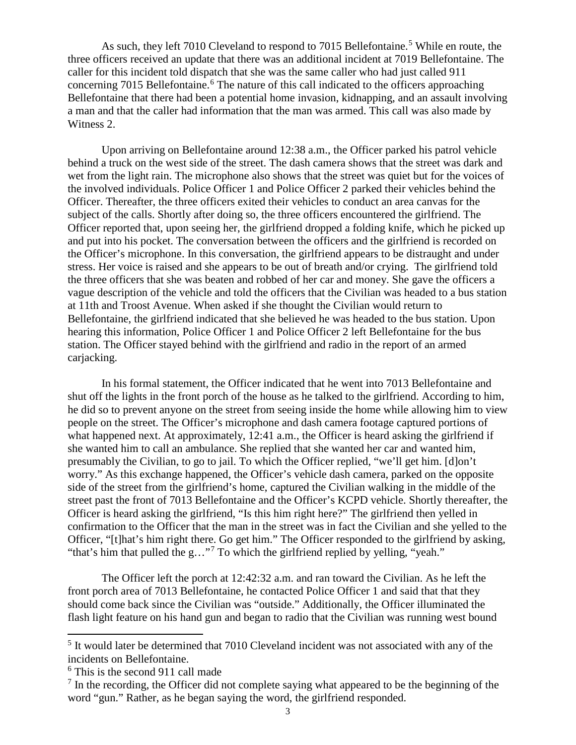As such, they left 7010 Cleveland to respond to 7015 Bellefontaine.[5] While en route, the three officers received an update that there was an additional incident at 7019 Bellefontaine. The caller for this incident told dispatch that she was the same caller who had just called 911 concerning 7015 Bellefontaine.[6] The nature of this call indicated to the officers approaching Bellefontaine that there had been a potential home invasion, kidnapping, and an assault involving a man and that the caller had information that the man was armed. This call was also made by Witness 2.

Upon arriving on Bellefontaine around 12:38 a.m., the Officer parked his patrol vehicle behind a truck on the west side of the street. The dash camera shows that the street was dark and wet from the light rain. The microphone also shows that the street was quiet but for the voices of the involved individuals. Police Officer 1 and Police Officer 2 parked their vehicles behind the Officer. Thereafter, the three officers exited their vehicles to conduct an area canvas for the subject of the calls. Shortly after doing so, the three officers encountered the girlfriend. The Officer reported that, upon seeing her, the girlfriend dropped a folding knife, which he picked up and put into his pocket. The conversation between the officers and the girlfriend is recorded on the Officer's microphone. In this conversation, the girlfriend appears to be distraught and under stress. Her voice is raised and she appears to be out of breath and/or crying. The girlfriend told the three officers that she was beaten and robbed of her car and money. She gave the officers a vague description of the vehicle and told the officers that the Civilian was headed to a bus station at 11th and Troost Avenue. When asked if she thought the Civilian would return to Bellefontaine, the girlfriend indicated that she believed he was headed to the bus station. Upon hearing this information, Police Officer 1 and Police Officer 2 left Bellefontaine for the bus station. The Officer stayed behind with the girlfriend and radio in the report of an armed carjacking.

In his formal statement, the Officer indicated that he went into 7013 Bellefontaine and shut off the lights in the front porch of the house as he talked to the girlfriend. According to him, he did so to prevent anyone on the street from seeing inside the home while allowing him to view people on the street. The Officer's microphone and dash camera footage captured portions of what happened next. At approximately, 12:41 a.m., the Officer is heard asking the girlfriend if she wanted him to call an ambulance. She replied that she wanted her car and wanted him, presumably the Civilian, to go to jail. To which the Officer replied, "we'll get him. [d]on't worry." As this exchange happened, the Officer's vehicle dash camera, parked on the opposite side of the street from the girlfriend's home, captured the Civilian walking in the middle of the street past the front of 7013 Bellefontaine and the Officer's KCPD vehicle. Shortly thereafter, the Officer is heard asking the girlfriend, "Is this him right here?" The girlfriend then yelled in confirmation to the Officer that the man in the street was in fact the Civilian and she yelled to the Officer, "[t]hat's him right there. Go get him." The Officer responded to the girlfriend by asking, "that's him that pulled the g…"[7] To which the girlfriend replied by yelling, "yeah."

The Officer left the porch at 12:42:32 a.m. and ran toward the Civilian. As he left the front porch area of 7013 Bellefontaine, he contacted Police Officer 1 and said that that they should come back since the Civilian was "outside." Additionally, the Officer illuminated the flash light feature on his hand gun and began to radio that the Civilian was running west bound

---

[5] It would later be determined that 7010 Cleveland incident was not associated with any of the incidents on Bellefontaine.

[6] This is the second 911 call made

[7] In the recording, the Officer did not complete saying what appeared to be the beginning of the word "gun." Rather, as he began saying the word, the girlfriend responded.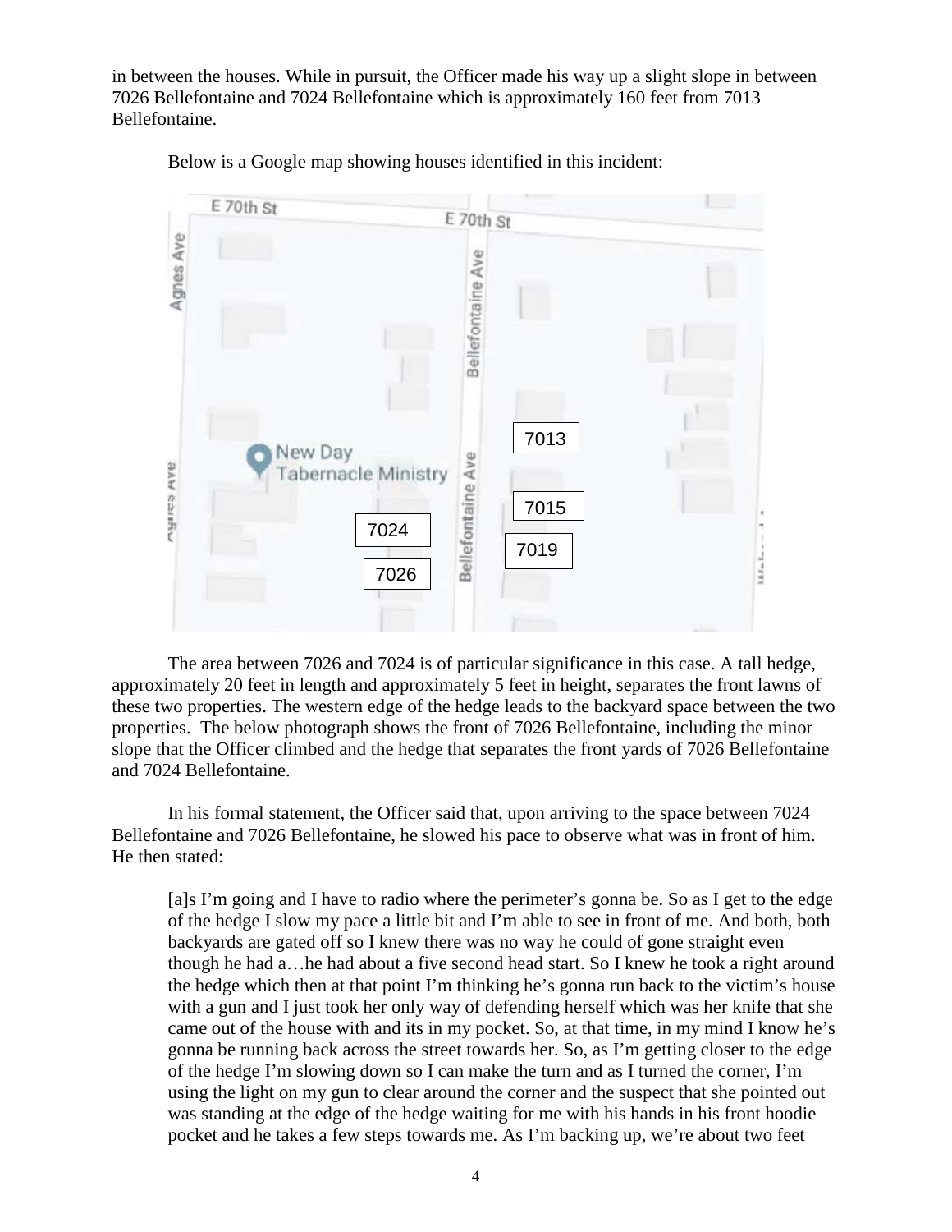in between the houses. While in pursuit, the Officer made his way up a slight slope in between 7026 Bellefontaine and 7024 Bellefontaine which is approximately 160 feet from 7013 Bellefontaine.

Below is a Google map showing houses identified in this incident:

The area between 7026 and 7024 is of particular significance in this case. A tall hedge, approximately 20 feet in length and approximately 5 feet in height, separates the front lawns of these two properties. The western edge of the hedge leads to the backyard space between the two properties. The below photograph shows the front of 7026 Bellefontaine, including the minor slope that the Officer climbed and the hedge that separates the front yards of 7026 Bellefontaine and 7024 Bellefontaine.

In his formal statement, the Officer said that, upon arriving to the space between 7024 Bellefontaine and 7026 Bellefontaine, he slowed his pace to observe what was in front of him. He then stated:

> [a]s I'm going and I have to radio where the perimeter's gonna be. So as I get to the edge of the hedge I slow my pace a little bit and I'm able to see in front of me. And both, both backyards are gated off so I knew there was no way he could of gone straight even though he had a…he had about a five second head start. So I knew he took a right around the hedge which then at that point I'm thinking he's gonna run back to the victim's house with a gun and I just took her only way of defending herself which was her knife that she came out of the house with and its in my pocket. So, at that time, in my mind I know he's gonna be running back across the street towards her. So, as I'm getting closer to the edge of the hedge I'm slowing down so I can make the turn and as I turned the corner, I'm using the light on my gun to clear around the corner and the suspect that she pointed out was standing at the edge of the hedge waiting for me with his hands in his front hoodie pocket and he takes a few steps towards me. As I'm backing up, we're about two feet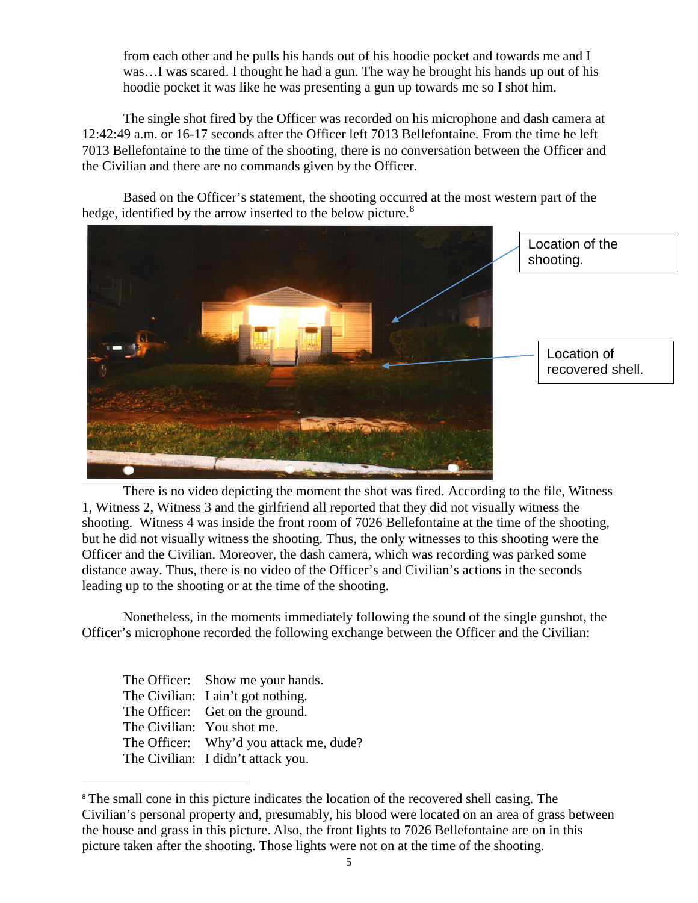from each other and he pulls his hands out of his hoodie pocket and towards me and I was…I was scared. I thought he had a gun. The way he brought his hands up out of his hoodie pocket it was like he was presenting a gun up towards me so I shot him.

The single shot fired by the Officer was recorded on his microphone and dash camera at 12:42:49 a.m. or 16-17 seconds after the Officer left 7013 Bellefontaine. From the time he left 7013 Bellefontaine to the time of the shooting, there is no conversation between the Officer and the Civilian and there are no commands given by the Officer.

Based on the Officer's statement, the shooting occurred at the most western part of the hedge, identified by the arrow inserted to the below picture.[8]

Location of the shooting.

Location of recovered shell.

There is no video depicting the moment the shot was fired. According to the file, Witness 1, Witness 2, Witness 3 and the girlfriend all reported that they did not visually witness the shooting. Witness 4 was inside the front room of 7026 Bellefontaine at the time of the shooting, but he did not visually witness the shooting. Thus, the only witnesses to this shooting were the Officer and the Civilian. Moreover, the dash camera, which was recording was parked some distance away. Thus, there is no video of the Officer's and Civilian's actions in the seconds leading up to the shooting or at the time of the shooting.

Nonetheless, in the moments immediately following the sound of the single gunshot, the Officer's microphone recorded the following exchange between the Officer and the Civilian:

The Officer: Show me your hands.
The Civilian: I ain't got nothing.
The Officer: Get on the ground.
The Civilian: You shot me.
The Officer: Why'd you attack me, dude?
The Civilian: I didn't attack you.

---

[8] The small cone in this picture indicates the location of the recovered shell casing. The Civilian's personal property and, presumably, his blood were located on an area of grass between the house and grass in this picture. Also, the front lights to 7026 Bellefontaine are on in this picture taken after the shooting. Those lights were not on at the time of the shooting.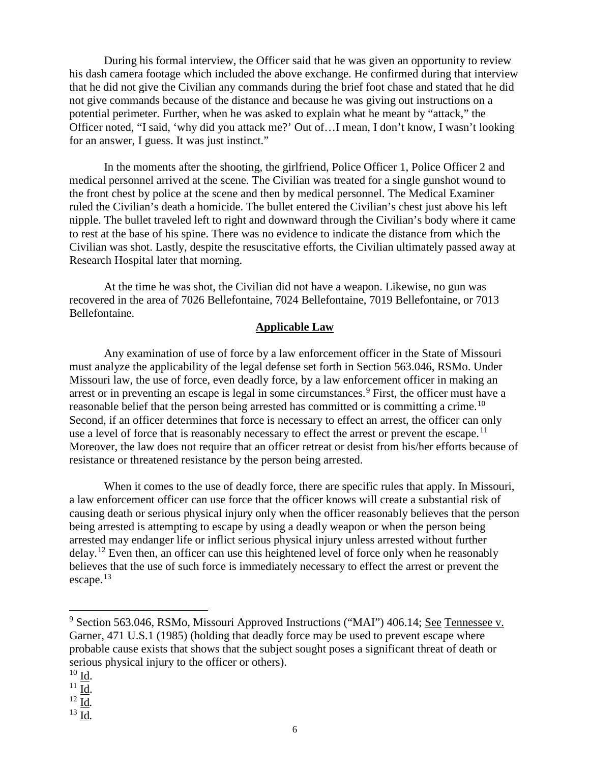During his formal interview, the Officer said that he was given an opportunity to review his dash camera footage which included the above exchange. He confirmed during that interview that he did not give the Civilian any commands during the brief foot chase and stated that he did not give commands because of the distance and because he was giving out instructions on a potential perimeter. Further, when he was asked to explain what he meant by "attack," the Officer noted, "I said, 'why did you attack me?' Out of…I mean, I don't know, I wasn't looking for an answer, I guess. It was just instinct."

In the moments after the shooting, the girlfriend, Police Officer 1, Police Officer 2 and medical personnel arrived at the scene. The Civilian was treated for a single gunshot wound to the front chest by police at the scene and then by medical personnel. The Medical Examiner ruled the Civilian's death a homicide. The bullet entered the Civilian's chest just above his left nipple. The bullet traveled left to right and downward through the Civilian's body where it came to rest at the base of his spine. There was no evidence to indicate the distance from which the Civilian was shot. Lastly, despite the resuscitative efforts, the Civilian ultimately passed away at Research Hospital later that morning.

At the time he was shot, the Civilian did not have a weapon. Likewise, no gun was recovered in the area of 7026 Bellefontaine, 7024 Bellefontaine, 7019 Bellefontaine, or 7013 Bellefontaine.

## Applicable Law

Any examination of use of force by a law enforcement officer in the State of Missouri must analyze the applicability of the legal defense set forth in Section 563.046, RSMo. Under Missouri law, the use of force, even deadly force, by a law enforcement officer in making an arrest or in preventing an escape is legal in some circumstances.[9] First, the officer must have a reasonable belief that the person being arrested has committed or is committing a crime.[10] Second, if an officer determines that force is necessary to effect an arrest, the officer can only use a level of force that is reasonably necessary to effect the arrest or prevent the escape.[11] Moreover, the law does not require that an officer retreat or desist from his/her efforts because of resistance or threatened resistance by the person being arrested.

When it comes to the use of deadly force, there are specific rules that apply. In Missouri, a law enforcement officer can use force that the officer knows will create a substantial risk of causing death or serious physical injury only when the officer reasonably believes that the person being arrested is attempting to escape by using a deadly weapon or when the person being arrested may endanger life or inflict serious physical injury unless arrested without further delay.[12] Even then, an officer can use this heightened level of force only when he reasonably believes that the use of such force is immediately necessary to effect the arrest or prevent the escape.[13]

---

[9] Section 563.046, RSMo, Missouri Approved Instructions ("MAI") 406.14; See Tennessee v. Garner, 471 U.S.1 (1985) (holding that deadly force may be used to prevent escape where probable cause exists that shows that the subject sought poses a significant threat of death or serious physical injury to the officer or others).

[10] Id.

[11] Id.

[12] Id.

[13] Id.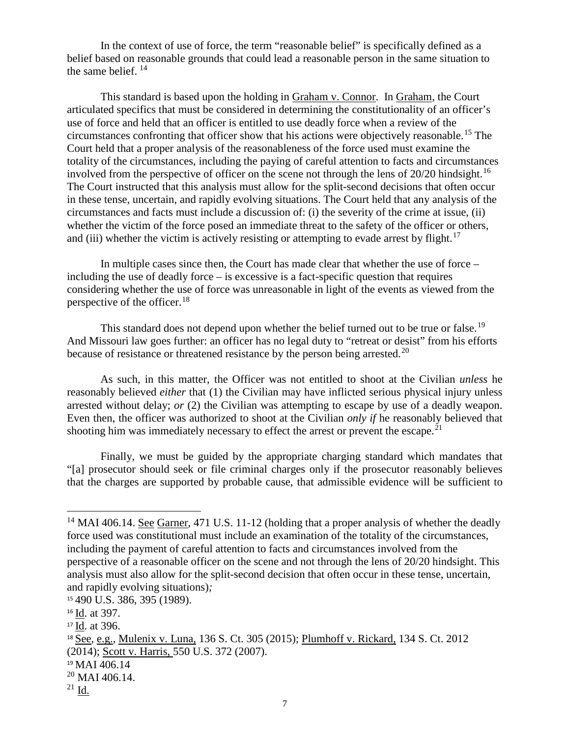In the context of use of force, the term "reasonable belief" is specifically defined as a belief based on reasonable grounds that could lead a reasonable person in the same situation to the same belief. [14]

This standard is based upon the holding in Graham v. Connor. In Graham, the Court articulated specifics that must be considered in determining the constitutionality of an officer's use of force and held that an officer is entitled to use deadly force when a review of the circumstances confronting that officer show that his actions were objectively reasonable.[15] The Court held that a proper analysis of the reasonableness of the force used must examine the totality of the circumstances, including the paying of careful attention to facts and circumstances involved from the perspective of officer on the scene not through the lens of 20/20 hindsight.[16] The Court instructed that this analysis must allow for the split-second decisions that often occur in these tense, uncertain, and rapidly evolving situations. The Court held that any analysis of the circumstances and facts must include a discussion of: (i) the severity of the crime at issue, (ii) whether the victim of the force posed an immediate threat to the safety of the officer or others, and (iii) whether the victim is actively resisting or attempting to evade arrest by flight.[17]

In multiple cases since then, the Court has made clear that whether the use of force – including the use of deadly force – is excessive is a fact-specific question that requires considering whether the use of force was unreasonable in light of the events as viewed from the perspective of the officer.[18]

This standard does not depend upon whether the belief turned out to be true or false.[19] And Missouri law goes further: an officer has no legal duty to "retreat or desist" from his efforts because of resistance or threatened resistance by the person being arrested.[20]

As such, in this matter, the Officer was not entitled to shoot at the Civilian *unless* he reasonably believed *either* that (1) the Civilian may have inflicted serious physical injury unless arrested without delay; *or* (2) the Civilian was attempting to escape by use of a deadly weapon. Even then, the officer was authorized to shoot at the Civilian *only if* he reasonably believed that shooting him was immediately necessary to effect the arrest or prevent the escape.[21]

Finally, we must be guided by the appropriate charging standard which mandates that "[a] prosecutor should seek or file criminal charges only if the prosecutor reasonably believes that the charges are supported by probable cause, that admissible evidence will be sufficient to

---

[14] MAI 406.14. See Garner, 471 U.S. 11-12 (holding that a proper analysis of whether the deadly force used was constitutional must include an examination of the totality of the circumstances, including the payment of careful attention to facts and circumstances involved from the perspective of a reasonable officer on the scene and not through the lens of 20/20 hindsight. This analysis must also allow for the split-second decision that often occur in these tense, uncertain, and rapidly evolving situations)*;*

[15] 490 U.S. 386, 395 (1989).

[16] Id. at 397.

[17] Id. at 396.

[18] See, e.g., Mulenix v. Luna, 136 S. Ct. 305 (2015); Plumhoff v. Rickard, 134 S. Ct. 2012 (2014); Scott v. Harris, 550 U.S. 372 (2007).

[19] MAI 406.14

[20] MAI 406.14.

[21] Id.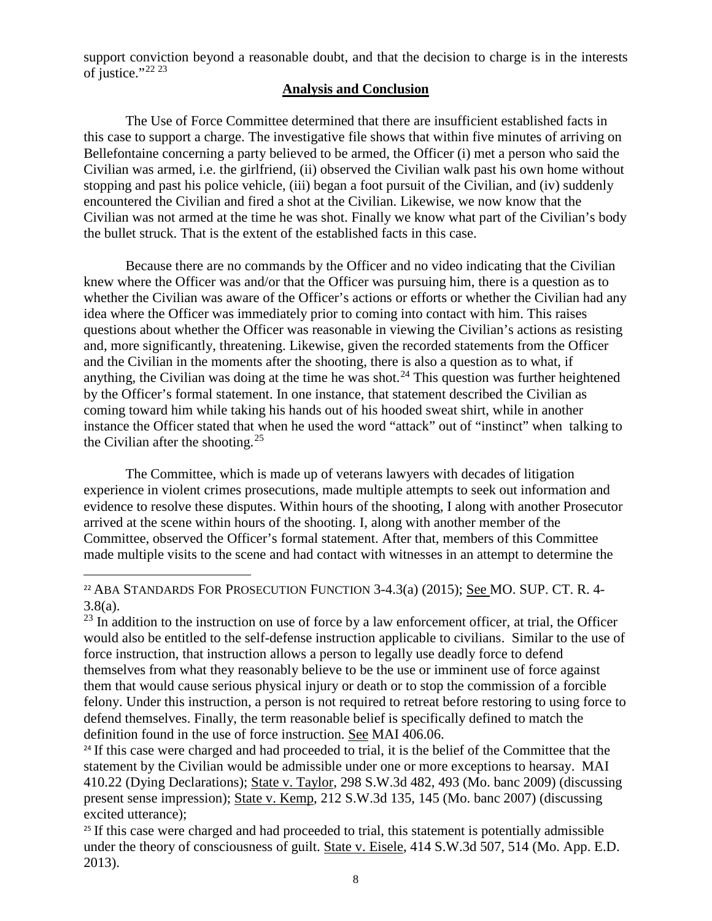support conviction beyond a reasonable doubt, and that the decision to charge is in the interests of justice."[22] [23]

## Analysis and Conclusion

The Use of Force Committee determined that there are insufficient established facts in this case to support a charge. The investigative file shows that within five minutes of arriving on Bellefontaine concerning a party believed to be armed, the Officer (i) met a person who said the Civilian was armed, i.e. the girlfriend, (ii) observed the Civilian walk past his own home without stopping and past his police vehicle, (iii) began a foot pursuit of the Civilian, and (iv) suddenly encountered the Civilian and fired a shot at the Civilian. Likewise, we now know that the Civilian was not armed at the time he was shot. Finally we know what part of the Civilian's body the bullet struck. That is the extent of the established facts in this case.

Because there are no commands by the Officer and no video indicating that the Civilian knew where the Officer was and/or that the Officer was pursuing him, there is a question as to whether the Civilian was aware of the Officer's actions or efforts or whether the Civilian had any idea where the Officer was immediately prior to coming into contact with him. This raises questions about whether the Officer was reasonable in viewing the Civilian's actions as resisting and, more significantly, threatening. Likewise, given the recorded statements from the Officer and the Civilian in the moments after the shooting, there is also a question as to what, if anything, the Civilian was doing at the time he was shot.[24] This question was further heightened by the Officer's formal statement. In one instance, that statement described the Civilian as coming toward him while taking his hands out of his hooded sweat shirt, while in another instance the Officer stated that when he used the word "attack" out of "instinct" when talking to the Civilian after the shooting.[25]

The Committee, which is made up of veterans lawyers with decades of litigation experience in violent crimes prosecutions, made multiple attempts to seek out information and evidence to resolve these disputes. Within hours of the shooting, I along with another Prosecutor arrived at the scene within hours of the shooting. I, along with another member of the Committee, observed the Officer's formal statement. After that, members of this Committee made multiple visits to the scene and had contact with witnesses in an attempt to determine the

---

[22] ABA STANDARDS FOR PROSECUTION FUNCTION 3-4.3(a) (2015); See MO. SUP. CT. R. 4-3.8(a).

[23] In addition to the instruction on use of force by a law enforcement officer, at trial, the Officer would also be entitled to the self-defense instruction applicable to civilians. Similar to the use of force instruction, that instruction allows a person to legally use deadly force to defend themselves from what they reasonably believe to be the use or imminent use of force against them that would cause serious physical injury or death or to stop the commission of a forcible felony. Under this instruction, a person is not required to retreat before restoring to using force to defend themselves. Finally, the term reasonable belief is specifically defined to match the definition found in the use of force instruction. See MAI 406.06.

[24] If this case were charged and had proceeded to trial, it is the belief of the Committee that the statement by the Civilian would be admissible under one or more exceptions to hearsay. MAI 410.22 (Dying Declarations); State v. Taylor, 298 S.W.3d 482, 493 (Mo. banc 2009) (discussing present sense impression); State v. Kemp, 212 S.W.3d 135, 145 (Mo. banc 2007) (discussing excited utterance);

[25] If this case were charged and had proceeded to trial, this statement is potentially admissible under the theory of consciousness of guilt. State v. Eisele, 414 S.W.3d 507, 514 (Mo. App. E.D. 2013).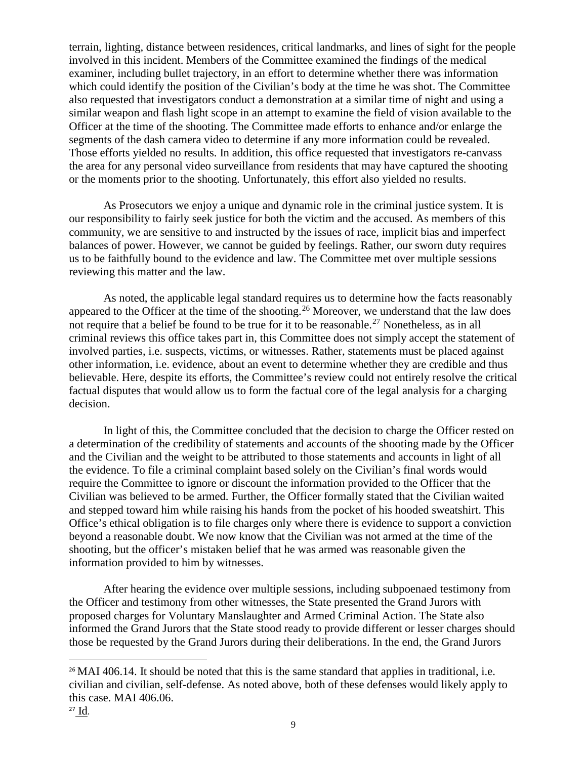terrain, lighting, distance between residences, critical landmarks, and lines of sight for the people involved in this incident. Members of the Committee examined the findings of the medical examiner, including bullet trajectory, in an effort to determine whether there was information which could identify the position of the Civilian's body at the time he was shot. The Committee also requested that investigators conduct a demonstration at a similar time of night and using a similar weapon and flash light scope in an attempt to examine the field of vision available to the Officer at the time of the shooting. The Committee made efforts to enhance and/or enlarge the segments of the dash camera video to determine if any more information could be revealed. Those efforts yielded no results. In addition, this office requested that investigators re-canvass the area for any personal video surveillance from residents that may have captured the shooting or the moments prior to the shooting. Unfortunately, this effort also yielded no results.

As Prosecutors we enjoy a unique and dynamic role in the criminal justice system. It is our responsibility to fairly seek justice for both the victim and the accused. As members of this community, we are sensitive to and instructed by the issues of race, implicit bias and imperfect balances of power. However, we cannot be guided by feelings. Rather, our sworn duty requires us to be faithfully bound to the evidence and law. The Committee met over multiple sessions reviewing this matter and the law.

As noted, the applicable legal standard requires us to determine how the facts reasonably appeared to the Officer at the time of the shooting.[26] Moreover, we understand that the law does not require that a belief be found to be true for it to be reasonable.[27] Nonetheless, as in all criminal reviews this office takes part in, this Committee does not simply accept the statement of involved parties, i.e. suspects, victims, or witnesses. Rather, statements must be placed against other information, i.e. evidence, about an event to determine whether they are credible and thus believable. Here, despite its efforts, the Committee's review could not entirely resolve the critical factual disputes that would allow us to form the factual core of the legal analysis for a charging decision.

In light of this, the Committee concluded that the decision to charge the Officer rested on a determination of the credibility of statements and accounts of the shooting made by the Officer and the Civilian and the weight to be attributed to those statements and accounts in light of all the evidence. To file a criminal complaint based solely on the Civilian's final words would require the Committee to ignore or discount the information provided to the Officer that the Civilian was believed to be armed. Further, the Officer formally stated that the Civilian waited and stepped toward him while raising his hands from the pocket of his hooded sweatshirt. This Office's ethical obligation is to file charges only where there is evidence to support a conviction beyond a reasonable doubt. We now know that the Civilian was not armed at the time of the shooting, but the officer's mistaken belief that he was armed was reasonable given the information provided to him by witnesses.

After hearing the evidence over multiple sessions, including subpoenaed testimony from the Officer and testimony from other witnesses, the State presented the Grand Jurors with proposed charges for Voluntary Manslaughter and Armed Criminal Action. The State also informed the Grand Jurors that the State stood ready to provide different or lesser charges should those be requested by the Grand Jurors during their deliberations. In the end, the Grand Jurors

---

[26] MAI 406.14. It should be noted that this is the same standard that applies in traditional, i.e. civilian and civilian, self-defense. As noted above, both of these defenses would likely apply to this case. MAI 406.06.

[27] Id.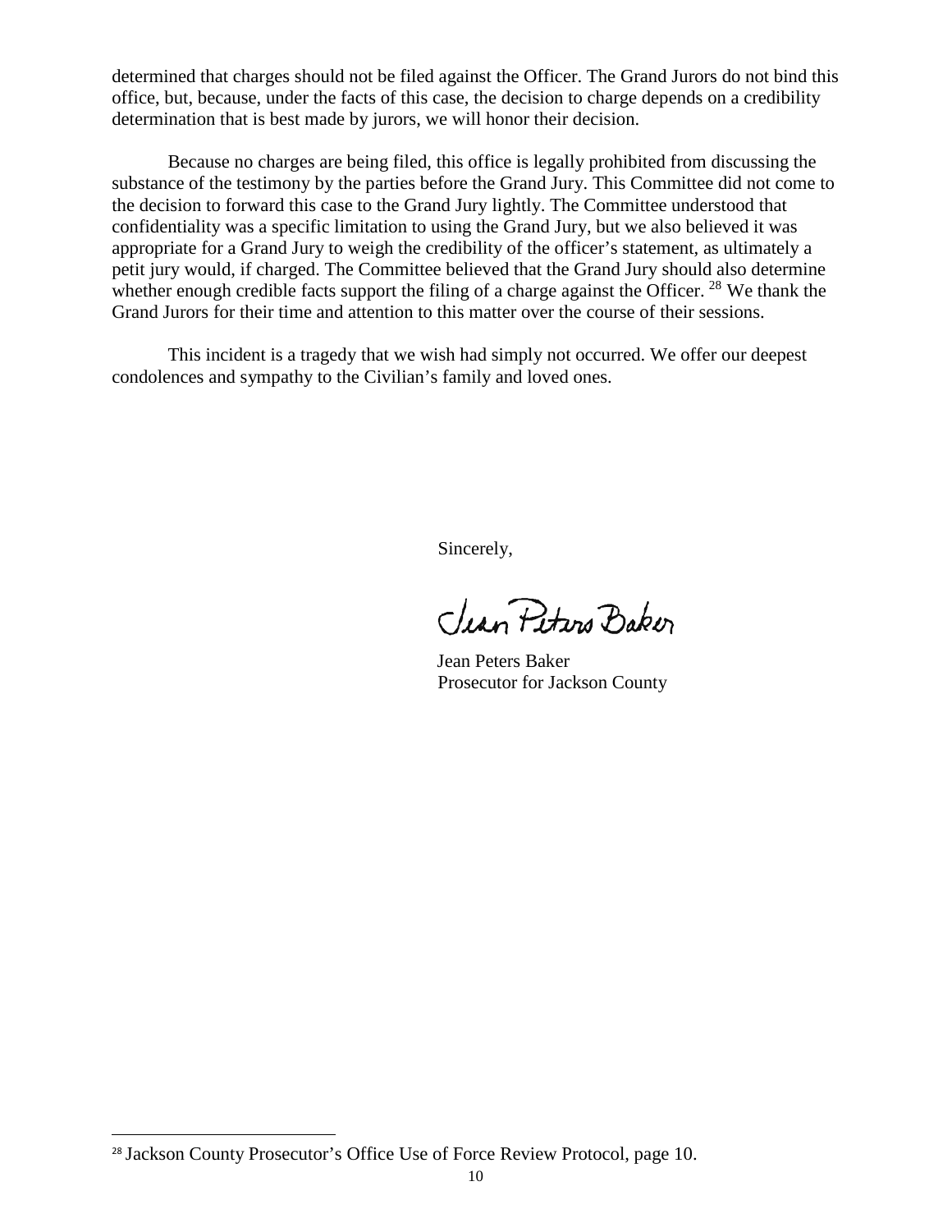determined that charges should not be filed against the Officer. The Grand Jurors do not bind this office, but, because, under the facts of this case, the decision to charge depends on a credibility determination that is best made by jurors, we will honor their decision.

Because no charges are being filed, this office is legally prohibited from discussing the substance of the testimony by the parties before the Grand Jury. This Committee did not come to the decision to forward this case to the Grand Jury lightly. The Committee understood that confidentiality was a specific limitation to using the Grand Jury, but we also believed it was appropriate for a Grand Jury to weigh the credibility of the officer's statement, as ultimately a petit jury would, if charged. The Committee believed that the Grand Jury should also determine whether enough credible facts support the filing of a charge against the Officer.[28] We thank the Grand Jurors for their time and attention to this matter over the course of their sessions.

This incident is a tragedy that we wish had simply not occurred. We offer our deepest condolences and sympathy to the Civilian's family and loved ones.

Sincerely,

Jean Peters Baker

Jean Peters Baker
Prosecutor for Jackson County

[28] Jackson County Prosecutor's Office Use of Force Review Protocol, page 10.